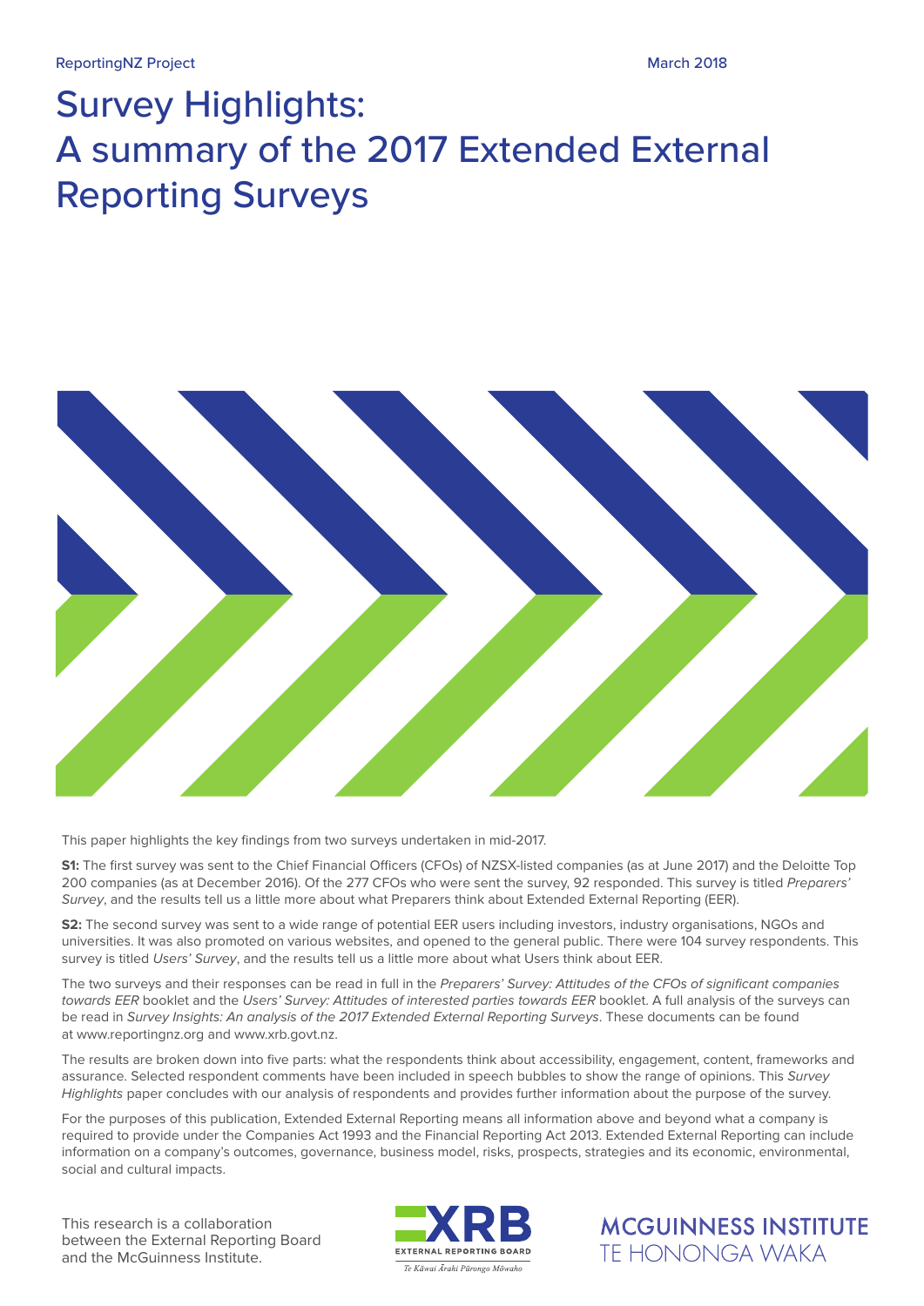ReportingNZ Project

March 2018

# Survey Highlights: A summary of the 2017 Extended External Reporting Surveys

This paper highlights the key findings from two surveys undertaken in mid-2017.

**S1:** The first survey was sent to the Chief Financial Officers (CFOs) of NZSX-listed companies (as at June 2017) and the Deloitte Top 200 companies (as at December 2016). Of the 277 CFOs who were sent the survey, 92 responded. This survey is titled *Preparers' Survey*, and the results tell us a little more about what Preparers think about Extended External Reporting (EER).

**S2:** The second survey was sent to a wide range of potential EER users including investors, industry organisations, NGOs and universities. It was also promoted on various websites, and opened to the general public. There were 104 survey respondents. This survey is titled *Users' Survey*, and the results tell us a little more about what Users think about EER.

The two surveys and their responses can be read in full in the *Preparers' Survey: Attitudes of the CFOs of significant companies towards EER* booklet and the *Users' Survey: Attitudes of interested parties towards EER* booklet. A full analysis of the surveys can be read in *Survey Insights: An analysis of the 2017 Extended External Reporting Surveys*. These documents can be found at www.reportingnz.org and www.xrb.govt.nz.

The results are broken down into five parts: what the respondents think about accessibility, engagement, content, frameworks and assurance. Selected respondent comments have been included in speech bubbles to show the range of opinions. This *Survey Highlights* paper concludes with our analysis of respondents and provides further information about the purpose of the survey.

For the purposes of this publication, Extended External Reporting means all information above and beyond what a company is required to provide under the Companies Act 1993 and the Financial Reporting Act 2013. Extended External Reporting can include information on a company's outcomes, governance, business model, risks, prospects, strategies and its economic, environmental, social and cultural impacts.

This research is a collaboration between the External Reporting Board and the McGuinness Institute.

XRB EXTERNAL REPORTING BOARD *Te Kāwai Ārahi Pūrongo Mōwaho*

MCGUINNESS INSTITUTE TE HONONGA WAKA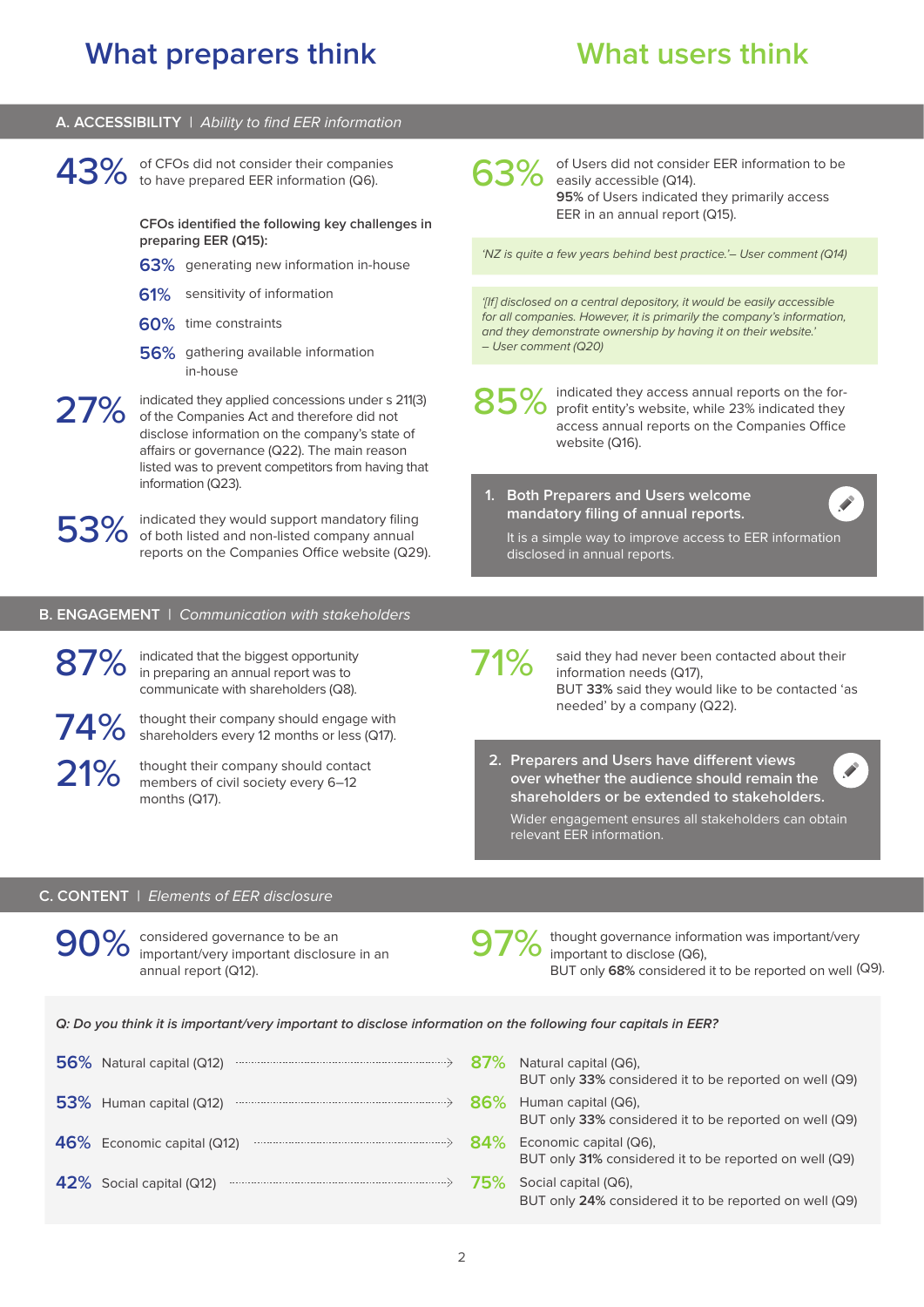# What preparers think

# What users think

## A. ACCESSIBILITY | *Ability to find EER information*

**43%** of CFOs did not consider their companies to have prepared EER information (Q6).

**CFOs identified the following key challenges in preparing EER (Q15):**

- **63%** generating new information in-house
- **61%** sensitivity of information
- **60%** time constraints
- **56%** gathering available information in-house

**27%** indicated they applied concessions under s 211(3) of the Companies Act and therefore did not disclose information on the company's state of affairs or governance (Q22). The main reason listed was to prevent competitors from having that information (Q23).

**53%** indicated they would support mandatory filing of both listed and non-listed company annual reports on the Companies Office website (Q29).

**63%** of Users did not consider EER information to be easily accessible (Q14).
**95%** of Users indicated they primarily access EER in an annual report (Q15).

*'NZ is quite a few years behind best practice.'– User comment (Q14)*

*'[If] disclosed on a central depository, it would be easily accessible for all companies. However, it is primarily the company's information, and they demonstrate ownership by having it on their website.' – User comment (Q20)*

**85%** indicated they access annual reports on the for-profit entity's website, while 23% indicated they access annual reports on the Companies Office website (Q16).

**1. Both Preparers and Users welcome mandatory filing of annual reports.**
It is a simple way to improve access to EER information disclosed in annual reports.

## B. ENGAGEMENT | *Communication with stakeholders*

**87%** indicated that the biggest opportunity in preparing an annual report was to communicate with shareholders (Q8).

**74%** thought their company should engage with shareholders every 12 months or less (Q17).

**21%** thought their company should contact members of civil society every 6–12 months (Q17).

**71%** said they had never been contacted about their information needs (Q17),
BUT **33%** said they would like to be contacted 'as needed' by a company (Q22).

**2. Preparers and Users have different views over whether the audience should remain the shareholders or be extended to stakeholders.**
Wider engagement ensures all stakeholders can obtain relevant EER information.

## C. CONTENT | *Elements of EER disclosure*

**90%** considered governance to be an important/very important disclosure in an annual report (Q12).

**97%** thought governance information was important/very important to disclose (Q6),
BUT only **68%** considered it to be reported on well (Q9).

*Q: Do you think it is important/very important to disclose information on the following four capitals in EER?*

| What preparers think | What users think |
|---|---|
| **56%** Natural capital (Q12) | **87%** Natural capital (Q6), BUT only **33%** considered it to be reported on well (Q9) |
| **53%** Human capital (Q12) | **86%** Human capital (Q6), BUT only **33%** considered it to be reported on well (Q9) |
| **46%** Economic capital (Q12) | **84%** Economic capital (Q6), BUT only **31%** considered it to be reported on well (Q9) |
| **42%** Social capital (Q12) | **75%** Social capital (Q6), BUT only **24%** considered it to be reported on well (Q9) |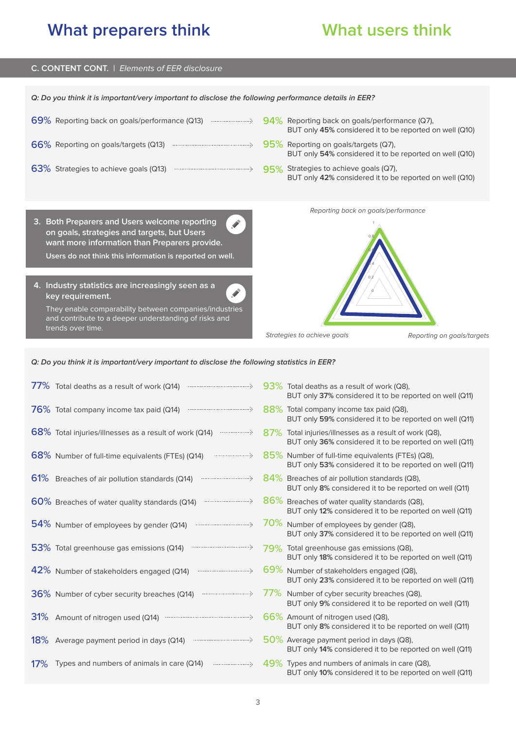## What preparers think

## What users think

**C. CONTENT CONT.** | *Elements of EER disclosure*

*Q: Do you think it is important/very important to disclose the following performance details in EER?*

| What preparers think | What users think |
|---|---|
| 69% Reporting back on goals/performance (Q13) | 94% Reporting back on goals/performance (Q7), BUT only **45%** considered it to be reported on well (Q10) |
| 66% Reporting on goals/targets (Q13) | 95% Reporting on goals/targets (Q7), BUT only **54%** considered it to be reported on well (Q10) |
| 63% Strategies to achieve goals (Q13) | 95% Strategies to achieve goals (Q7), BUT only **42%** considered it to be reported on well (Q10) |

**3. Both Preparers and Users welcome reporting on goals, strategies and targets, but Users want more information than Preparers provide.**

**Users do not think this information is reported on well.**

**4. Industry statistics are increasingly seen as a key requirement.**

They enable comparability between companies/industries and contribute to a deeper understanding of risks and trends over time.

*Reporting back on goals/performance*

*Strategies to achieve goals* — *Reporting on goals/targets*

*Q: Do you think it is important/very important to disclose the following statistics in EER?*

| What preparers think | What users think |
|---|---|
| 77% Total deaths as a result of work (Q14) | 93% Total deaths as a result of work (Q8), BUT only **37%** considered it to be reported on well (Q11) |
| 76% Total company income tax paid (Q14) | 88% Total company income tax paid (Q8), BUT only **59%** considered it to be reported on well (Q11) |
| 68% Total injuries/illnesses as a result of work (Q14) | 87% Total injuries/illnesses as a result of work (Q8), BUT only **36%** considered it to be reported on well (Q11) |
| 68% Number of full-time equivalents (FTEs) (Q14) | 85% Number of full-time equivalents (FTEs) (Q8), BUT only **53%** considered it to be reported on well (Q11) |
| 61% Breaches of air pollution standards (Q14) | 84% Breaches of air pollution standards (Q8), BUT only **8%** considered it to be reported on well (Q11) |
| 60% Breaches of water quality standards (Q14) | 86% Breaches of water quality standards (Q8), BUT only **12%** considered it to be reported on well (Q11) |
| 54% Number of employees by gender (Q14) | 70% Number of employees by gender (Q8), BUT only **37%** considered it to be reported on well (Q11) |
| 53% Total greenhouse gas emissions (Q14) | 79% Total greenhouse gas emissions (Q8), BUT only **18%** considered it to be reported on well (Q11) |
| 42% Number of stakeholders engaged (Q14) | 69% Number of stakeholders engaged (Q8), BUT only **23%** considered it to be reported on well (Q11) |
| 36% Number of cyber security breaches (Q14) | 77% Number of cyber security breaches (Q8), BUT only **9%** considered it to be reported on well (Q11) |
| 31% Amount of nitrogen used (Q14) | 66% Amount of nitrogen used (Q8), BUT only **8%** considered it to be reported on well (Q11) |
| 18% Average payment period in days (Q14) | 50% Average payment period in days (Q8), BUT only **14%** considered it to be reported on well (Q11) |
| 17% Types and numbers of animals in care (Q14) | 49% Types and numbers of animals in care (Q8), BUT only **10%** considered it to be reported on well (Q11) |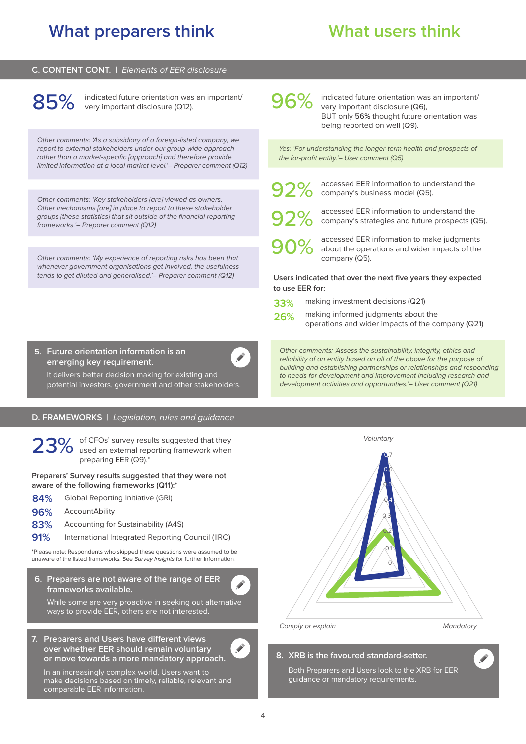## What preparers think

## What users think

### C. CONTENT CONT. | *Elements of EER disclosure*

**85%** indicated future orientation was an important/ very important disclosure (Q12).

*Other comments: 'As a subsidiary of a foreign-listed company, we report to external stakeholders under our group-wide approach rather than a market-specific [approach] and therefore provide limited information at a local market level.'– Preparer comment (Q12)*

*Other comments: 'Key stakeholders [are] viewed as owners. Other mechanisms [are] in place to report to these stakeholder groups [these statistics] that sit outside of the financial reporting frameworks.'– Preparer comment (Q12)*

*Other comments: 'My experience of reporting risks has been that whenever government organisations get involved, the usefulness tends to get diluted and generalised.'– Preparer comment (Q12)*

**96%** indicated future orientation was an important/ very important disclosure (Q6), BUT only **56%** thought future orientation was being reported on well (Q9).

*Yes: 'For understanding the longer-term health and prospects of the for-profit entity.'– User comment (Q5)*

**92%** accessed EER information to understand the company's business model (Q5).

**92%** accessed EER information to understand the company's strategies and future prospects (Q5).

**90%** accessed EER information to make judgments about the operations and wider impacts of the company (Q5).

**Users indicated that over the next five years they expected to use EER for:**

- **33%** making investment decisions (Q21)
- **26%** making informed judgments about the operations and wider impacts of the company (Q21)

**5. Future orientation information is an emerging key requirement.**

It delivers better decision making for existing and potential investors, government and other stakeholders.

*Other comments: 'Assess the sustainability, integrity, ethics and reliability of an entity based on all of the above for the purpose of building and establishing partnerships or relationships and responding to needs for development and improvement including research and development activities and opportunities.'– User comment (Q21)*

### D. FRAMEWORKS | *Legislation, rules and guidance*

**23%** of CFOs' survey results suggested that they used an external reporting framework when preparing EER (Q9).*

**Preparers' Survey results suggested that they were not aware of the following frameworks (Q11):***

- **84%** Global Reporting Initiative (GRI)
- **96%** AccountAbility
- **83%** Accounting for Sustainability (A4S)
- **91%** International Integrated Reporting Council (IIRC)

*Please note: Respondents who skipped these questions were assumed to be unaware of the listed frameworks. See *Survey Insights* for further information.

*Voluntary*

0.7
0.6
0.5
0.4
0.3
0.2
0.1
0

*Comply or explain* *Mandatory*

**6. Preparers are not aware of the range of EER frameworks available.**

While some are very proactive in seeking out alternative ways to provide EER, others are not interested.

**7. Preparers and Users have different views over whether EER should remain voluntary or move towards a more mandatory approach.**

In an increasingly complex world, Users want to make decisions based on timely, reliable, relevant and comparable EER information.

**8. XRB is the favoured standard-setter.**

Both Preparers and Users look to the XRB for EER guidance or mandatory requirements.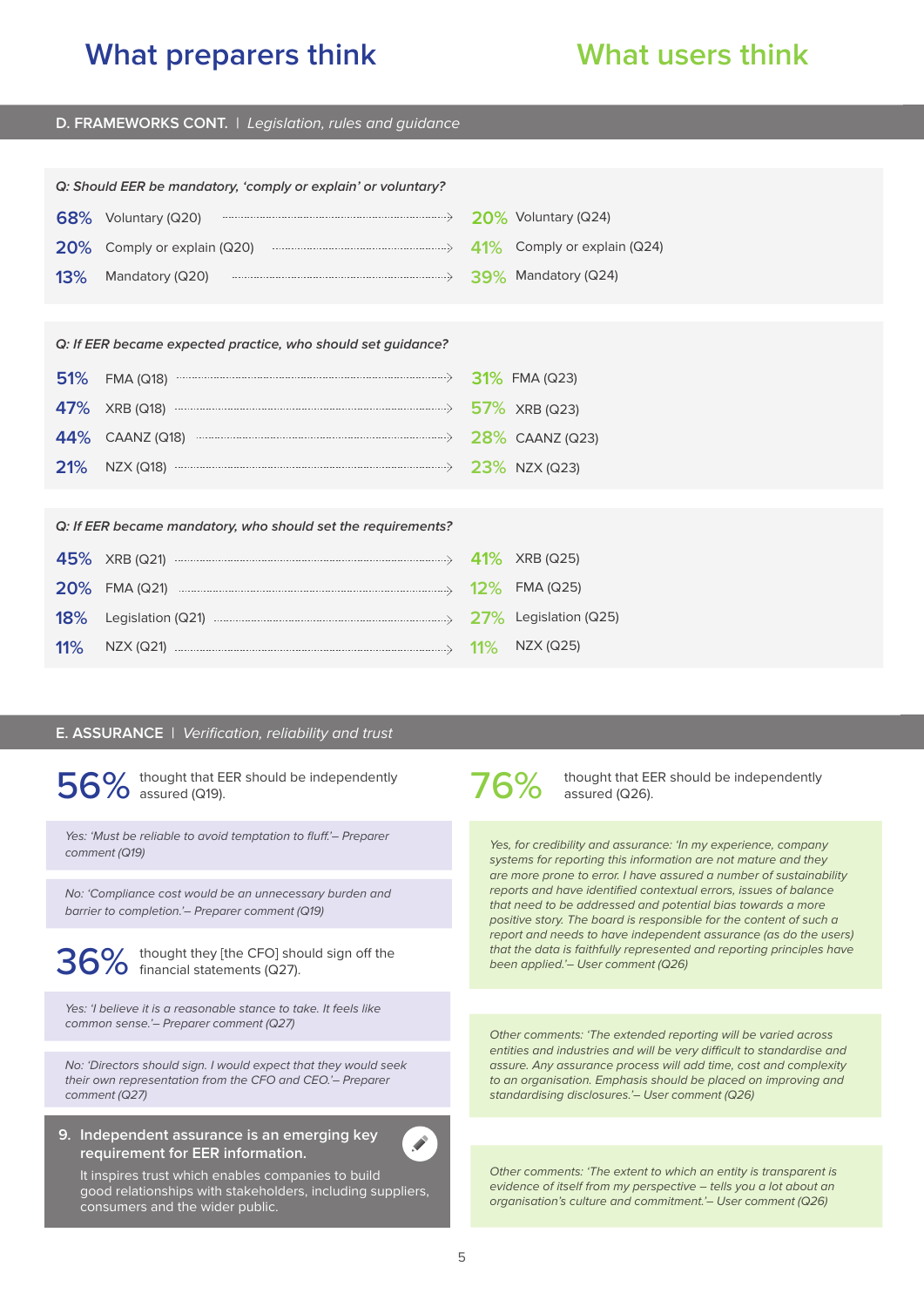## What preparers think | What users think

### D. FRAMEWORKS CONT. | *Legislation, rules and guidance*

***Q: Should EER be mandatory, 'comply or explain' or voluntary?***

| What preparers think | What users think |
|---|---|
| 68% Voluntary (Q20) | 20% Voluntary (Q24) |
| 20% Comply or explain (Q20) | 41% Comply or explain (Q24) |
| 13% Mandatory (Q20) | 39% Mandatory (Q24) |

***Q: If EER became expected practice, who should set guidance?***

| What preparers think | What users think |
|---|---|
| 51% FMA (Q18) | 31% FMA (Q23) |
| 47% XRB (Q18) | 57% XRB (Q23) |
| 44% CAANZ (Q18) | 28% CAANZ (Q23) |
| 21% NZX (Q18) | 23% NZX (Q23) |

***Q: If EER became mandatory, who should set the requirements?***

| What preparers think | What users think |
|---|---|
| 45% XRB (Q21) | 41% XRB (Q25) |
| 20% FMA (Q21) | 12% FMA (Q25) |
| 18% Legislation (Q21) | 27% Legislation (Q25) |
| 11% NZX (Q21) | 11% NZX (Q25) |

### E. ASSURANCE | *Verification, reliability and trust*

**What preparers think**

**56%** thought that EER should be independently assured (Q19).

*Yes: 'Must be reliable to avoid temptation to fluff.'– Preparer comment (Q19)*

*No: 'Compliance cost would be an unnecessary burden and barrier to completion.'– Preparer comment (Q19)*

**36%** thought they [the CFO] should sign off the financial statements (Q27).

*Yes: 'I believe it is a reasonable stance to take. It feels like common sense.'– Preparer comment (Q27)*

*No: 'Directors should sign. I would expect that they would seek their own representation from the CFO and CEO.'– Preparer comment (Q27)*

**9. Independent assurance is an emerging key requirement for EER information.**
It inspires trust which enables companies to build good relationships with stakeholders, including suppliers, consumers and the wider public.

**What users think**

**76%** thought that EER should be independently assured (Q26).

*Yes, for credibility and assurance: 'In my experience, company systems for reporting this information are not mature and they are more prone to error. I have assured a number of sustainability reports and have identified contextual errors, issues of balance that need to be addressed and potential bias towards a more positive story. The board is responsible for the content of such a report and needs to have independent assurance (as do the users) that the data is faithfully represented and reporting principles have been applied.'– User comment (Q26)*

*Other comments: 'The extended reporting will be varied across entities and industries and will be very difficult to standardise and assure. Any assurance process will add time, cost and complexity to an organisation. Emphasis should be placed on improving and standardising disclosures.'– User comment (Q26)*

*Other comments: 'The extent to which an entity is transparent is evidence of itself from my perspective – tells you a lot about an organisation's culture and commitment.'– User comment (Q26)*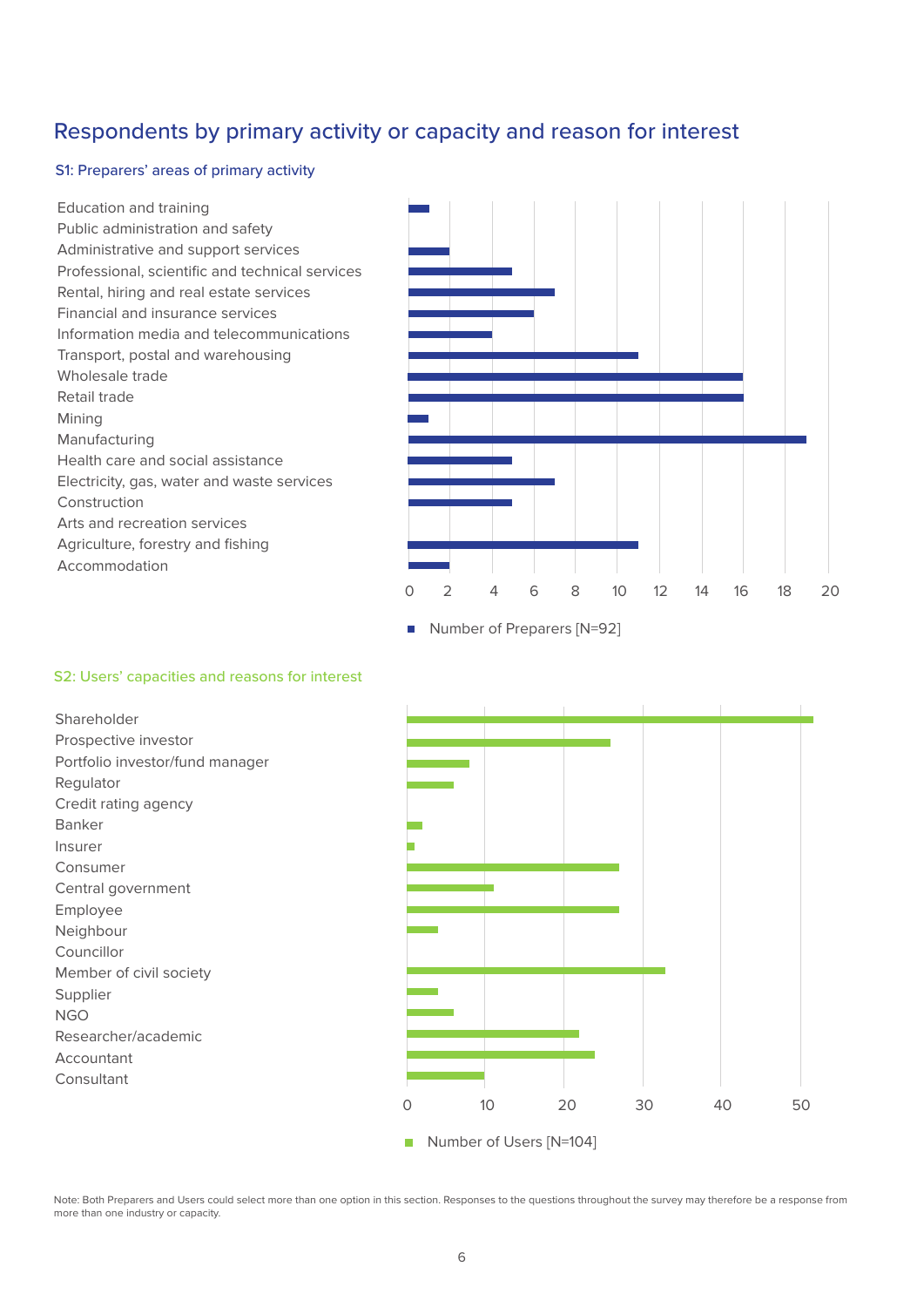## Respondents by primary activity or capacity and reason for interest

### S1: Preparers' areas of primary activity

| Area of primary activity | Number of Preparers [N=92] |
|---|---|
| Education and training | 1 |
| Public administration and safety | 0 |
| Administrative and support services | 2 |
| Professional, scientific and technical services | 5 |
| Rental, hiring and real estate services | 7 |
| Financial and insurance services | 6 |
| Information media and telecommunications | 4 |
| Transport, postal and warehousing | 11 |
| Wholesale trade | 16 |
| Retail trade | 16 |
| Mining | 1 |
| Manufacturing | 19 |
| Health care and social assistance | 5 |
| Electricity, gas, water and waste services | 7 |
| Construction | 5 |
| Arts and recreation services | 0 |
| Agriculture, forestry and fishing | 11 |
| Accommodation | 2 |

### S2: Users' capacities and reasons for interest

| Capacity / reason for interest | Number of Users [N=104] |
|---|---|
| Shareholder | 52 |
| Prospective investor | 26 |
| Portfolio investor/fund manager | 8 |
| Regulator | 6 |
| Credit rating agency | 0 |
| Banker | 2 |
| Insurer | 1 |
| Consumer | 27 |
| Central government | 11 |
| Employee | 27 |
| Neighbour | 4 |
| Councillor | 0 |
| Member of civil society | 33 |
| Supplier | 4 |
| NGO | 6 |
| Researcher/academic | 22 |
| Accountant | 24 |
| Consultant | 10 |

Note: Both Preparers and Users could select more than one option in this section. Responses to the questions throughout the survey may therefore be a response from more than one industry or capacity.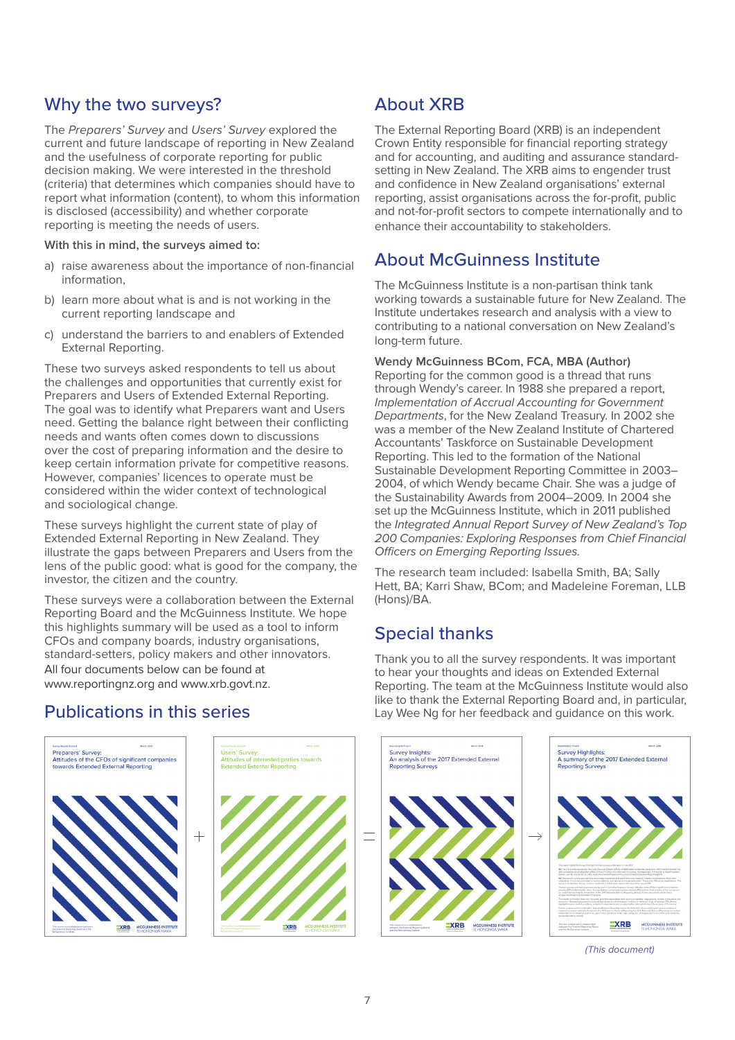## Why the two surveys?

The *Preparers' Survey* and *Users' Survey* explored the current and future landscape of reporting in New Zealand and the usefulness of corporate reporting for public decision making. We were interested in the threshold (criteria) that determines which companies should have to report what information (content), to whom this information is disclosed (accessibility) and whether corporate reporting is meeting the needs of users.

With this in mind, the surveys aimed to:

a) raise awareness about the importance of non-financial information,

b) learn more about what is and is not working in the current reporting landscape and

c) understand the barriers to and enablers of Extended External Reporting.

These two surveys asked respondents to tell us about the challenges and opportunities that currently exist for Preparers and Users of Extended External Reporting. The goal was to identify what Preparers want and Users need. Getting the balance right between their conflicting needs and wants often comes down to discussions over the cost of preparing information and the desire to keep certain information private for competitive reasons. However, companies' licences to operate must be considered within the wider context of technological and sociological change.

These surveys highlight the current state of play of Extended External Reporting in New Zealand. They illustrate the gaps between Preparers and Users from the lens of the public good: what is good for the company, the investor, the citizen and the country.

These surveys were a collaboration between the External Reporting Board and the McGuinness Institute. We hope this highlights summary will be used as a tool to inform CFOs and company boards, industry organisations, standard-setters, policy makers and other innovators. All four documents below can be found at www.reportingnz.org and www.xrb.govt.nz.

## About XRB

The External Reporting Board (XRB) is an independent Crown Entity responsible for financial reporting strategy and for accounting, and auditing and assurance standard-setting in New Zealand. The XRB aims to engender trust and confidence in New Zealand organisations' external reporting, assist organisations across the for-profit, public and not-for-profit sectors to compete internationally and to enhance their accountability to stakeholders.

## About McGuinness Institute

The McGuinness Institute is a non-partisan think tank working towards a sustainable future for New Zealand. The Institute undertakes research and analysis with a view to contributing to a national conversation on New Zealand's long-term future.

**Wendy McGuinness BCom, FCA, MBA (Author)**
Reporting for the common good is a thread that runs through Wendy's career. In 1988 she prepared a report, *Implementation of Accrual Accounting for Government Departments*, for the New Zealand Treasury. In 2002 she was a member of the New Zealand Institute of Chartered Accountants' Taskforce on Sustainable Development Reporting. This led to the formation of the National Sustainable Development Reporting Committee in 2003–2004, of which Wendy became Chair. She was a judge of the Sustainability Awards from 2004–2009. In 2004 she set up the McGuinness Institute, which in 2011 published the *Integrated Annual Report Survey of New Zealand's Top 200 Companies: Exploring Responses from Chief Financial Officers on Emerging Reporting Issues.*

The research team included: Isabella Smith, BA; Sally Hett, BA; Karri Shaw, BCom; and Madeleine Foreman, LLB (Hons)/BA.

## Special thanks

Thank you to all the survey respondents. It was important to hear your thoughts and ideas on Extended External Reporting. The team at the McGuinness Institute would also like to thank the External Reporting Board and, in particular, Lay Wee Ng for her feedback and guidance on this work.

## Publications in this series

Preparers' Survey: Attitudes of the CFOs of significant companies towards Extended External Reporting + Users' Survey: Attitudes of interested parties towards Extended External Reporting = Survey Insights: An analysis of the 2017 Extended External Reporting Surveys → Survey Highlights: A summary of the 2017 Extended External Reporting Surveys

*(This document)*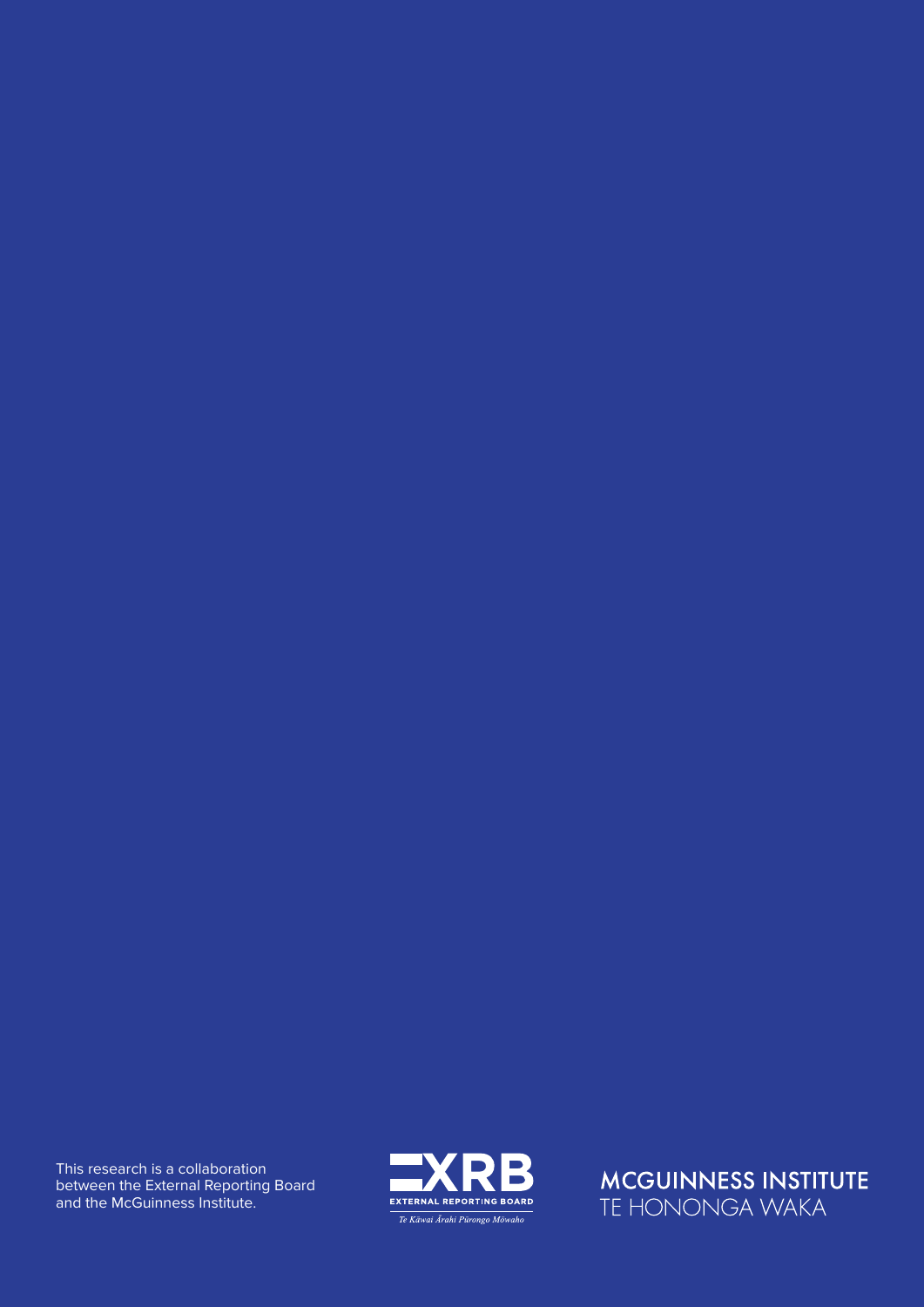This research is a collaboration between the External Reporting Board and the McGuinness Institute.

XRB
EXTERNAL REPORTING BOARD
*Te Kāwai Ārahi Pūrongo Mōwaho*

MCGUINNESS INSTITUTE
TE HONONGA WAKA